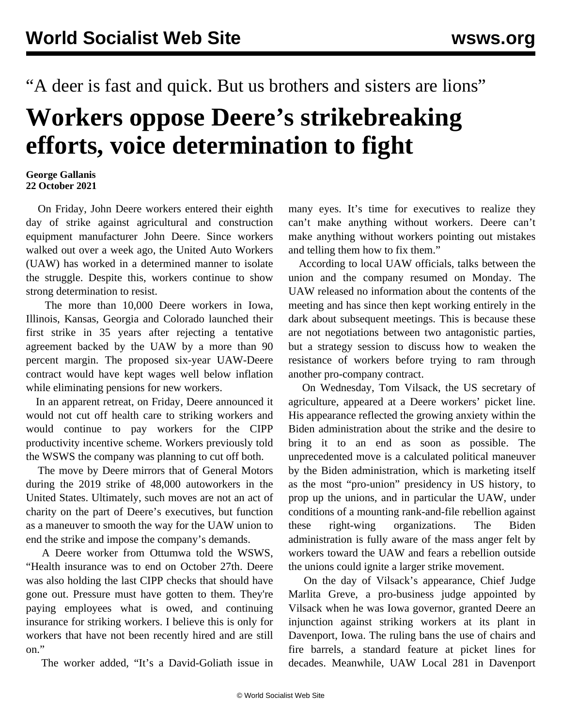“A deer is fast and quick. But us brothers and sisters are lions”

# Workers oppose Deere’s strikebreaking efforts, voice determination to fight

**George Gallanis**
**22 October 2021**

On Friday, John Deere workers entered their eighth day of strike against agricultural and construction equipment manufacturer John Deere. Since workers walked out over a week ago, the United Auto Workers (UAW) has worked in a determined manner to isolate the struggle. Despite this, workers continue to show strong determination to resist.

The more than 10,000 Deere workers in Iowa, Illinois, Kansas, Georgia and Colorado launched their first strike in 35 years after rejecting a tentative agreement backed by the UAW by a more than 90 percent margin. The proposed six-year UAW-Deere contract would have kept wages well below inflation while eliminating pensions for new workers.

In an apparent retreat, on Friday, Deere announced it would not cut off health care to striking workers and would continue to pay workers for the CIPP productivity incentive scheme. Workers previously told the WSWS the company was planning to cut off both.

The move by Deere mirrors that of General Motors during the 2019 strike of 48,000 autoworkers in the United States. Ultimately, such moves are not an act of charity on the part of Deere’s executives, but function as a maneuver to smooth the way for the UAW union to end the strike and impose the company’s demands.

A Deere worker from Ottumwa told the WSWS, “Health insurance was to end on October 27th. Deere was also holding the last CIPP checks that should have gone out. Pressure must have gotten to them. They're paying employees what is owed, and continuing insurance for striking workers. I believe this is only for workers that have not been recently hired and are still on.”

The worker added, “It’s a David-Goliath issue in many eyes. It’s time for executives to realize they can’t make anything without workers. Deere can’t make anything without workers pointing out mistakes and telling them how to fix them.”

According to local UAW officials, talks between the union and the company resumed on Monday. The UAW released no information about the contents of the meeting and has since then kept working entirely in the dark about subsequent meetings. This is because these are not negotiations between two antagonistic parties, but a strategy session to discuss how to weaken the resistance of workers before trying to ram through another pro-company contract.

On Wednesday, Tom Vilsack, the US secretary of agriculture, appeared at a Deere workers’ picket line. His appearance reflected the growing anxiety within the Biden administration about the strike and the desire to bring it to an end as soon as possible. The unprecedented move is a calculated political maneuver by the Biden administration, which is marketing itself as the most “pro-union” presidency in US history, to prop up the unions, and in particular the UAW, under conditions of a mounting rank-and-file rebellion against these right-wing organizations. The Biden administration is fully aware of the mass anger felt by workers toward the UAW and fears a rebellion outside the unions could ignite a larger strike movement.

On the day of Vilsack’s appearance, Chief Judge Marlita Greve, a pro-business judge appointed by Vilsack when he was Iowa governor, granted Deere an injunction against striking workers at its plant in Davenport, Iowa. The ruling bans the use of chairs and fire barrels, a standard feature at picket lines for decades. Meanwhile, UAW Local 281 in Davenport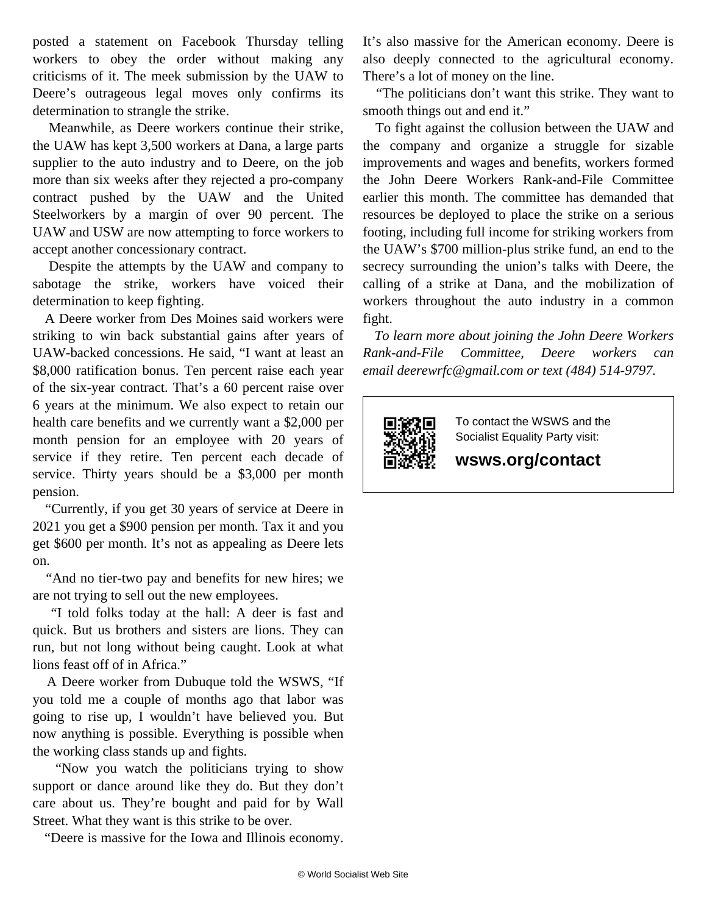posted a statement on Facebook Thursday telling workers to obey the order without making any criticisms of it. The meek submission by the UAW to Deere's outrageous legal moves only confirms its determination to strangle the strike.

Meanwhile, as Deere workers continue their strike, the UAW has kept 3,500 workers at Dana, a large parts supplier to the auto industry and to Deere, on the job more than six weeks after they rejected a pro-company contract pushed by the UAW and the United Steelworkers by a margin of over 90 percent. The UAW and USW are now attempting to force workers to accept another concessionary contract.

Despite the attempts by the UAW and company to sabotage the strike, workers have voiced their determination to keep fighting.

A Deere worker from Des Moines said workers were striking to win back substantial gains after years of UAW-backed concessions. He said, "I want at least an $8,000 ratification bonus. Ten percent raise each year of the six-year contract. That's a 60 percent raise over 6 years at the minimum. We also expect to retain our health care benefits and we currently want a $2,000 per month pension for an employee with 20 years of service if they retire. Ten percent each decade of service. Thirty years should be a $3,000 per month pension.

"Currently, if you get 30 years of service at Deere in 2021 you get a $900 pension per month. Tax it and you get $600 per month. It's not as appealing as Deere lets on.

"And no tier-two pay and benefits for new hires; we are not trying to sell out the new employees.

"I told folks today at the hall: A deer is fast and quick. But us brothers and sisters are lions. They can run, but not long without being caught. Look at what lions feast off of in Africa."

A Deere worker from Dubuque told the WSWS, "If you told me a couple of months ago that labor was going to rise up, I wouldn't have believed you. But now anything is possible. Everything is possible when the working class stands up and fights.

"Now you watch the politicians trying to show support or dance around like they do. But they don't care about us. They're bought and paid for by Wall Street. What they want is this strike to be over.

"Deere is massive for the Iowa and Illinois economy. It's also massive for the American economy. Deere is also deeply connected to the agricultural economy. There's a lot of money on the line.

"The politicians don't want this strike. They want to smooth things out and end it."

To fight against the collusion between the UAW and the company and organize a struggle for sizable improvements and wages and benefits, workers formed the John Deere Workers Rank-and-File Committee earlier this month. The committee has demanded that resources be deployed to place the strike on a serious footing, including full income for striking workers from the UAW's $700 million-plus strike fund, an end to the secrecy surrounding the union's talks with Deere, the calling of a strike at Dana, and the mobilization of workers throughout the auto industry in a common fight.

*To learn more about joining the John Deere Workers Rank-and-File Committee, Deere workers can email deerewrfc@gmail.com or text (484) 514-9797.*

To contact the WSWS and the Socialist Equality Party visit:

**wsws.org/contact**